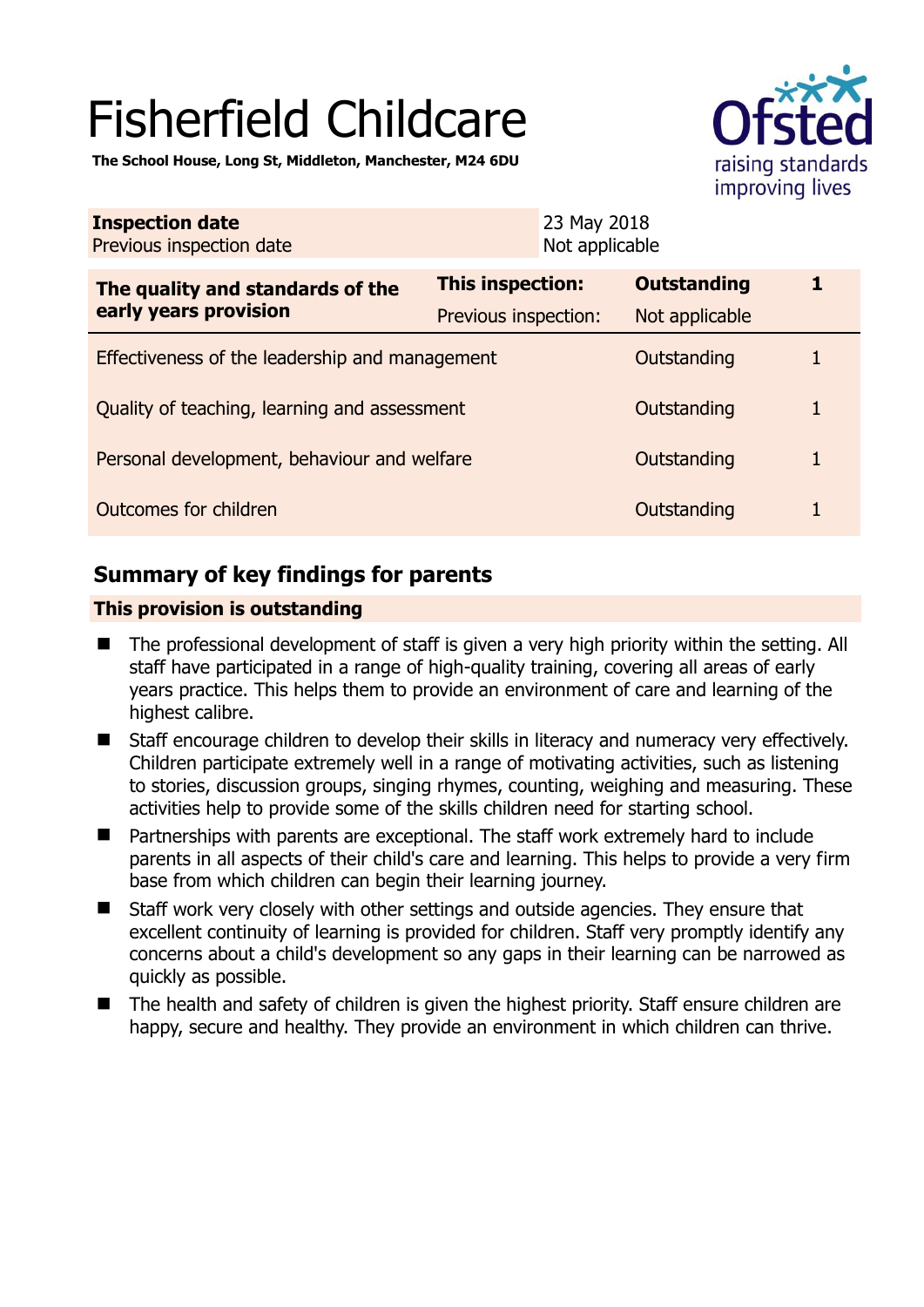# Fisherfield Childcare

**The School House, Long St, Middleton, Manchester, M24 6DU**

| **Inspection date** | 23 May 2018 |
|---|---|
| Previous inspection date | Not applicable |

| **The quality and standards of the early years provision** | **This inspection:** | **Outstanding** | **1** |
|---|---|---|---|
| | Previous inspection: | Not applicable | |
| Effectiveness of the leadership and management | | Outstanding | 1 |
| Quality of teaching, learning and assessment | | Outstanding | 1 |
| Personal development, behaviour and welfare | | Outstanding | 1 |
| Outcomes for children | | Outstanding | 1 |

## Summary of key findings for parents

**This provision is outstanding**

- The professional development of staff is given a very high priority within the setting. All staff have participated in a range of high-quality training, covering all areas of early years practice. This helps them to provide an environment of care and learning of the highest calibre.
- Staff encourage children to develop their skills in literacy and numeracy very effectively. Children participate extremely well in a range of motivating activities, such as listening to stories, discussion groups, singing rhymes, counting, weighing and measuring. These activities help to provide some of the skills children need for starting school.
- Partnerships with parents are exceptional. The staff work extremely hard to include parents in all aspects of their child's care and learning. This helps to provide a very firm base from which children can begin their learning journey.
- Staff work very closely with other settings and outside agencies. They ensure that excellent continuity of learning is provided for children. Staff very promptly identify any concerns about a child's development so any gaps in their learning can be narrowed as quickly as possible.
- The health and safety of children is given the highest priority. Staff ensure children are happy, secure and healthy. They provide an environment in which children can thrive.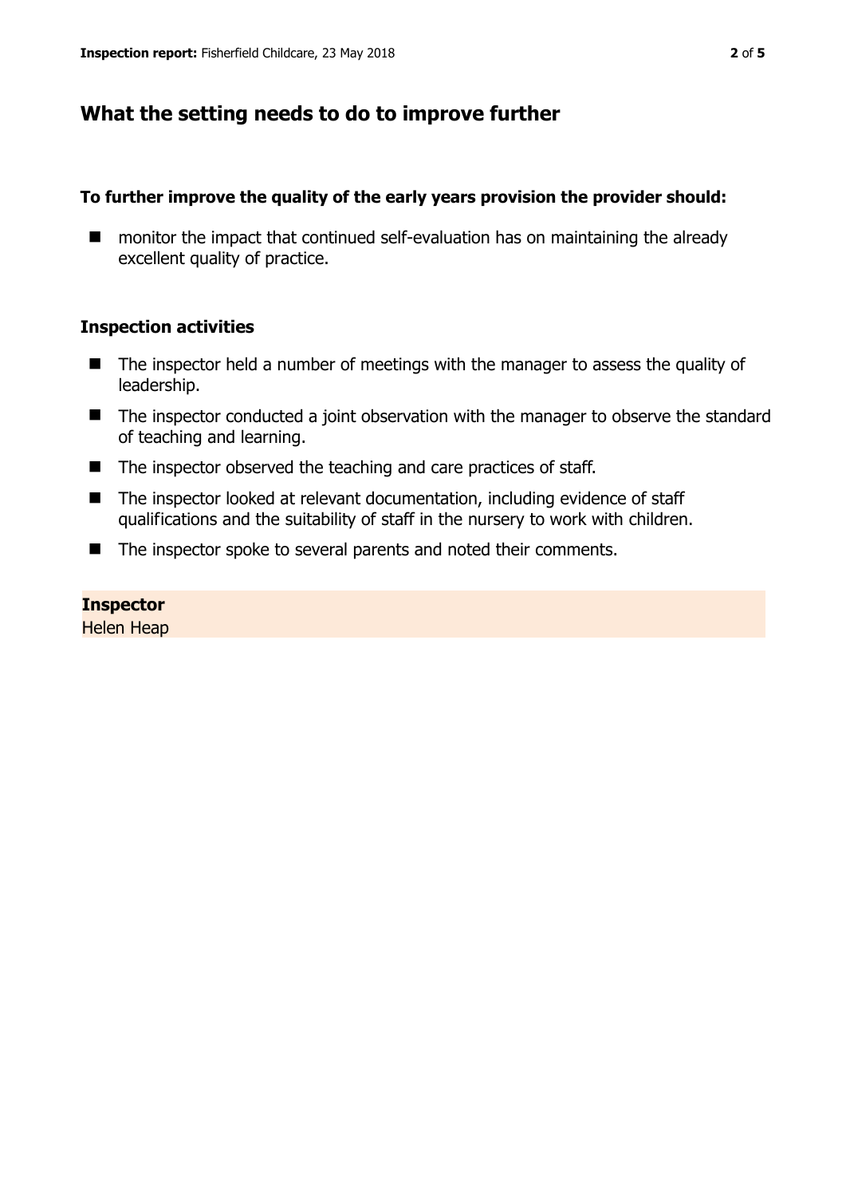## What the setting needs to do to improve further

**To further improve the quality of the early years provision the provider should:**

- monitor the impact that continued self-evaluation has on maintaining the already excellent quality of practice.

### Inspection activities

- The inspector held a number of meetings with the manager to assess the quality of leadership.
- The inspector conducted a joint observation with the manager to observe the standard of teaching and learning.
- The inspector observed the teaching and care practices of staff.
- The inspector looked at relevant documentation, including evidence of staff qualifications and the suitability of staff in the nursery to work with children.
- The inspector spoke to several parents and noted their comments.

**Inspector**
Helen Heap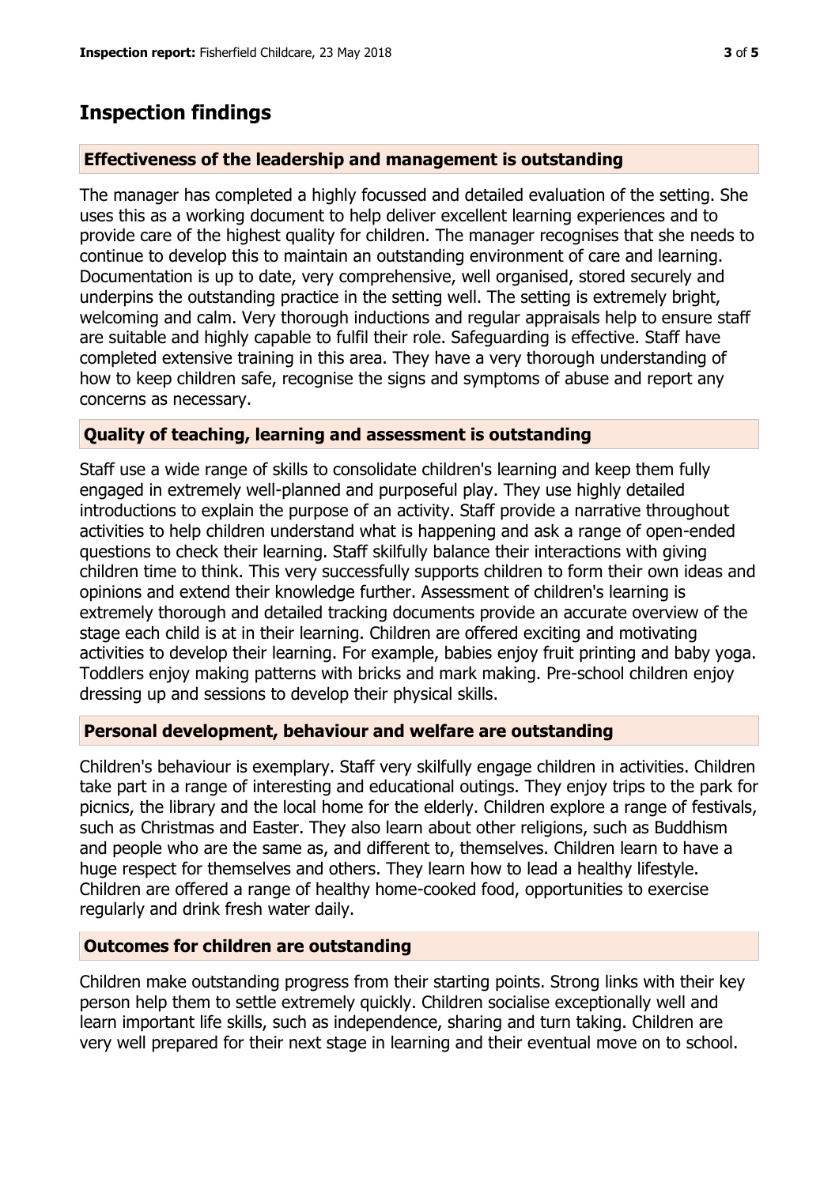## Inspection findings

### Effectiveness of the leadership and management is outstanding

The manager has completed a highly focussed and detailed evaluation of the setting. She uses this as a working document to help deliver excellent learning experiences and to provide care of the highest quality for children. The manager recognises that she needs to continue to develop this to maintain an outstanding environment of care and learning. Documentation is up to date, very comprehensive, well organised, stored securely and underpins the outstanding practice in the setting well. The setting is extremely bright, welcoming and calm. Very thorough inductions and regular appraisals help to ensure staff are suitable and highly capable to fulfil their role. Safeguarding is effective. Staff have completed extensive training in this area. They have a very thorough understanding of how to keep children safe, recognise the signs and symptoms of abuse and report any concerns as necessary.

### Quality of teaching, learning and assessment is outstanding

Staff use a wide range of skills to consolidate children's learning and keep them fully engaged in extremely well-planned and purposeful play. They use highly detailed introductions to explain the purpose of an activity. Staff provide a narrative throughout activities to help children understand what is happening and ask a range of open-ended questions to check their learning. Staff skilfully balance their interactions with giving children time to think. This very successfully supports children to form their own ideas and opinions and extend their knowledge further. Assessment of children's learning is extremely thorough and detailed tracking documents provide an accurate overview of the stage each child is at in their learning. Children are offered exciting and motivating activities to develop their learning. For example, babies enjoy fruit printing and baby yoga. Toddlers enjoy making patterns with bricks and mark making. Pre-school children enjoy dressing up and sessions to develop their physical skills.

### Personal development, behaviour and welfare are outstanding

Children's behaviour is exemplary. Staff very skilfully engage children in activities. Children take part in a range of interesting and educational outings. They enjoy trips to the park for picnics, the library and the local home for the elderly. Children explore a range of festivals, such as Christmas and Easter. They also learn about other religions, such as Buddhism and people who are the same as, and different to, themselves. Children learn to have a huge respect for themselves and others. They learn how to lead a healthy lifestyle. Children are offered a range of healthy home-cooked food, opportunities to exercise regularly and drink fresh water daily.

### Outcomes for children are outstanding

Children make outstanding progress from their starting points. Strong links with their key person help them to settle extremely quickly. Children socialise exceptionally well and learn important life skills, such as independence, sharing and turn taking. Children are very well prepared for their next stage in learning and their eventual move on to school.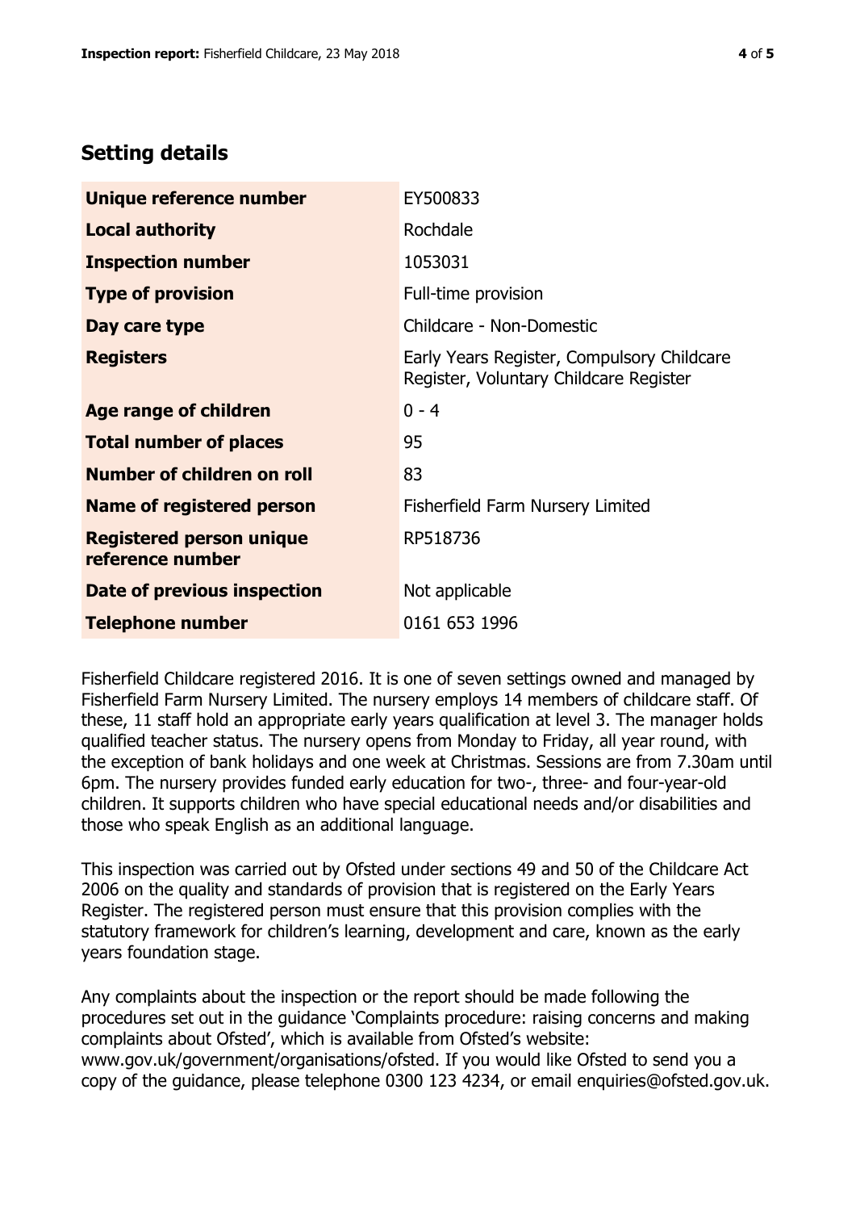## Setting details

| | |
|---|---|
| **Unique reference number** | EY500833 |
| **Local authority** | Rochdale |
| **Inspection number** | 1053031 |
| **Type of provision** | Full-time provision |
| **Day care type** | Childcare - Non-Domestic |
| **Registers** | Early Years Register, Compulsory Childcare Register, Voluntary Childcare Register |
| **Age range of children** | 0 - 4 |
| **Total number of places** | 95 |
| **Number of children on roll** | 83 |
| **Name of registered person** | Fisherfield Farm Nursery Limited |
| **Registered person unique reference number** | RP518736 |
| **Date of previous inspection** | Not applicable |
| **Telephone number** | 0161 653 1996 |

Fisherfield Childcare registered 2016. It is one of seven settings owned and managed by Fisherfield Farm Nursery Limited. The nursery employs 14 members of childcare staff. Of these, 11 staff hold an appropriate early years qualification at level 3. The manager holds qualified teacher status. The nursery opens from Monday to Friday, all year round, with the exception of bank holidays and one week at Christmas. Sessions are from 7.30am until 6pm. The nursery provides funded early education for two-, three- and four-year-old children. It supports children who have special educational needs and/or disabilities and those who speak English as an additional language.

This inspection was carried out by Ofsted under sections 49 and 50 of the Childcare Act 2006 on the quality and standards of provision that is registered on the Early Years Register. The registered person must ensure that this provision complies with the statutory framework for children's learning, development and care, known as the early years foundation stage.

Any complaints about the inspection or the report should be made following the procedures set out in the guidance 'Complaints procedure: raising concerns and making complaints about Ofsted', which is available from Ofsted's website: www.gov.uk/government/organisations/ofsted. If you would like Ofsted to send you a copy of the guidance, please telephone 0300 123 4234, or email enquiries@ofsted.gov.uk.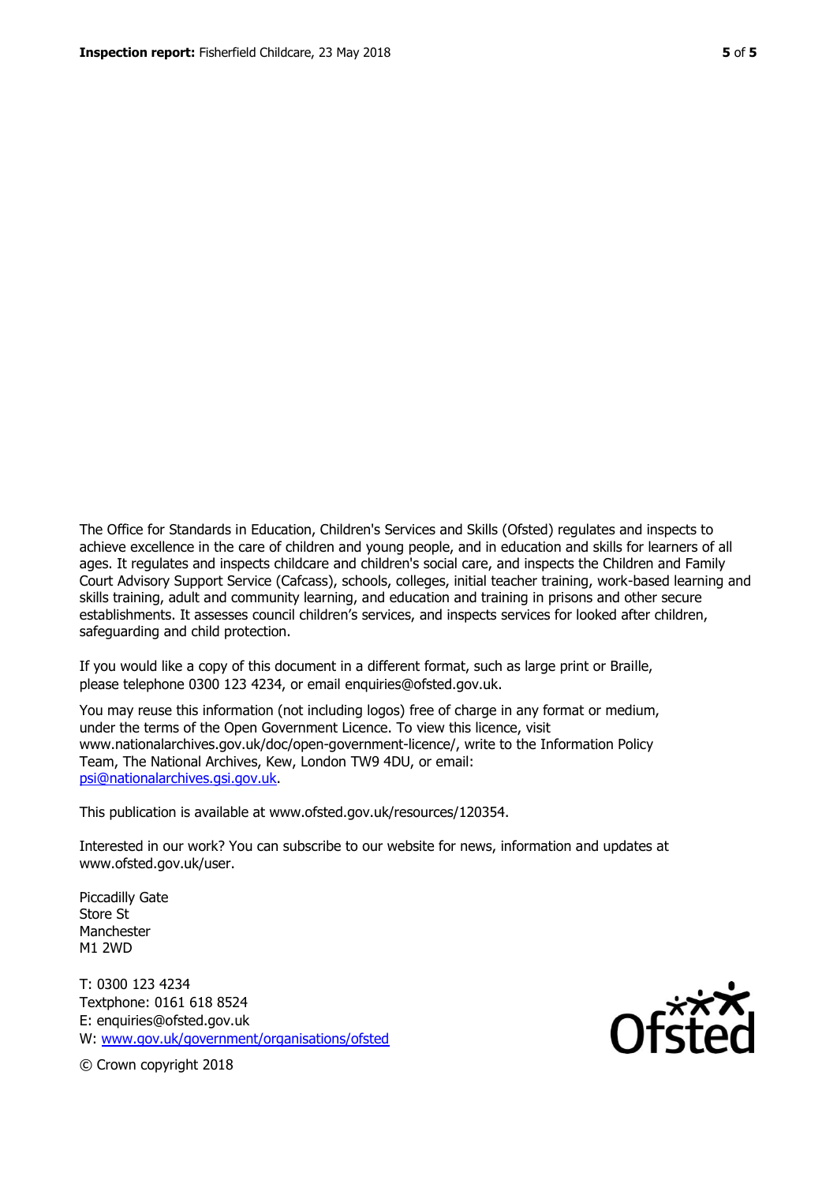The Office for Standards in Education, Children's Services and Skills (Ofsted) regulates and inspects to achieve excellence in the care of children and young people, and in education and skills for learners of all ages. It regulates and inspects childcare and children's social care, and inspects the Children and Family Court Advisory Support Service (Cafcass), schools, colleges, initial teacher training, work-based learning and skills training, adult and community learning, and education and training in prisons and other secure establishments. It assesses council children's services, and inspects services for looked after children, safeguarding and child protection.

If you would like a copy of this document in a different format, such as large print or Braille, please telephone 0300 123 4234, or email enquiries@ofsted.gov.uk.

You may reuse this information (not including logos) free of charge in any format or medium, under the terms of the Open Government Licence. To view this licence, visit www.nationalarchives.gov.uk/doc/open-government-licence/, write to the Information Policy Team, The National Archives, Kew, London TW9 4DU, or email: psi@nationalarchives.gsi.gov.uk.

This publication is available at www.ofsted.gov.uk/resources/120354.

Interested in our work? You can subscribe to our website for news, information and updates at www.ofsted.gov.uk/user.

Piccadilly Gate
Store St
Manchester
M1 2WD

T: 0300 123 4234
Textphone: 0161 618 8524
E: enquiries@ofsted.gov.uk
W: www.gov.uk/government/organisations/ofsted

© Crown copyright 2018